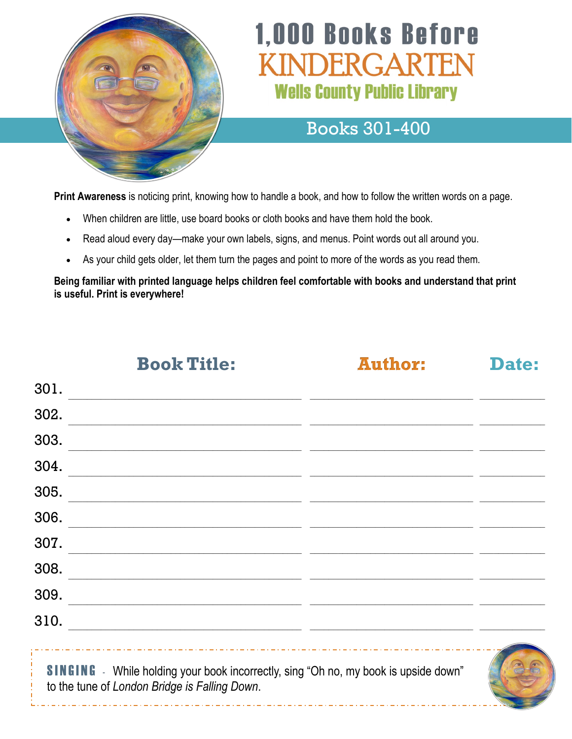# 1,000 Books Before KINDERGARTEN

## Wells County Public Library

## Books 301-400

**Print Awareness** is noticing print, knowing how to handle a book, and how to follow the written words on a page.

- When children are little, use board books or cloth books and have them hold the book.
- Read aloud every day—make your own labels, signs, and menus. Point words out all around you.
- As your child gets older, let them turn the pages and point to more of the words as you read them.

**Being familiar with printed language helps children feel comfortable with books and understand that print is useful. Print is everywhere!**

| | Book Title: | Author: | Date: |
|---|---|---|---|
| 301. | | | |
| 302. | | | |
| 303. | | | |
| 304. | | | |
| 305. | | | |
| 306. | | | |
| 307. | | | |
| 308. | | | |
| 309. | | | |
| 310. | | | |

**SINGING** - While holding your book incorrectly, sing "Oh no, my book is upside down" to the tune of *London Bridge is Falling Down*.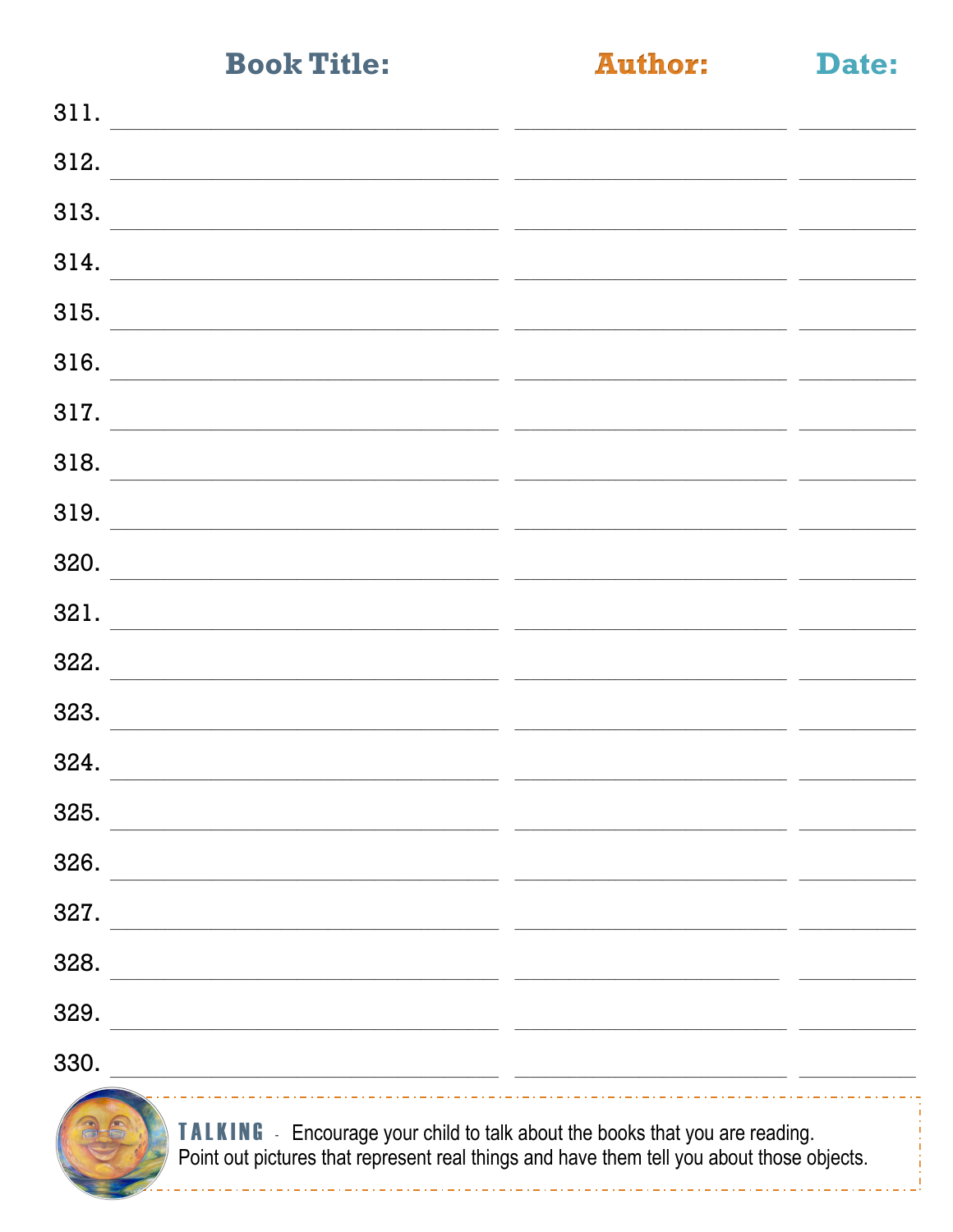| | Book Title: | Author: | Date: |
|---|---|---|---|
| 311. | | | |
| 312. | | | |
| 313. | | | |
| 314. | | | |
| 315. | | | |
| 316. | | | |
| 317. | | | |
| 318. | | | |
| 319. | | | |
| 320. | | | |
| 321. | | | |
| 322. | | | |
| 323. | | | |
| 324. | | | |
| 325. | | | |
| 326. | | | |
| 327. | | | |
| 328. | | | |
| 329. | | | |
| 330. | | | |

**TALKING** - Encourage your child to talk about the books that you are reading. Point out pictures that represent real things and have them tell you about those objects.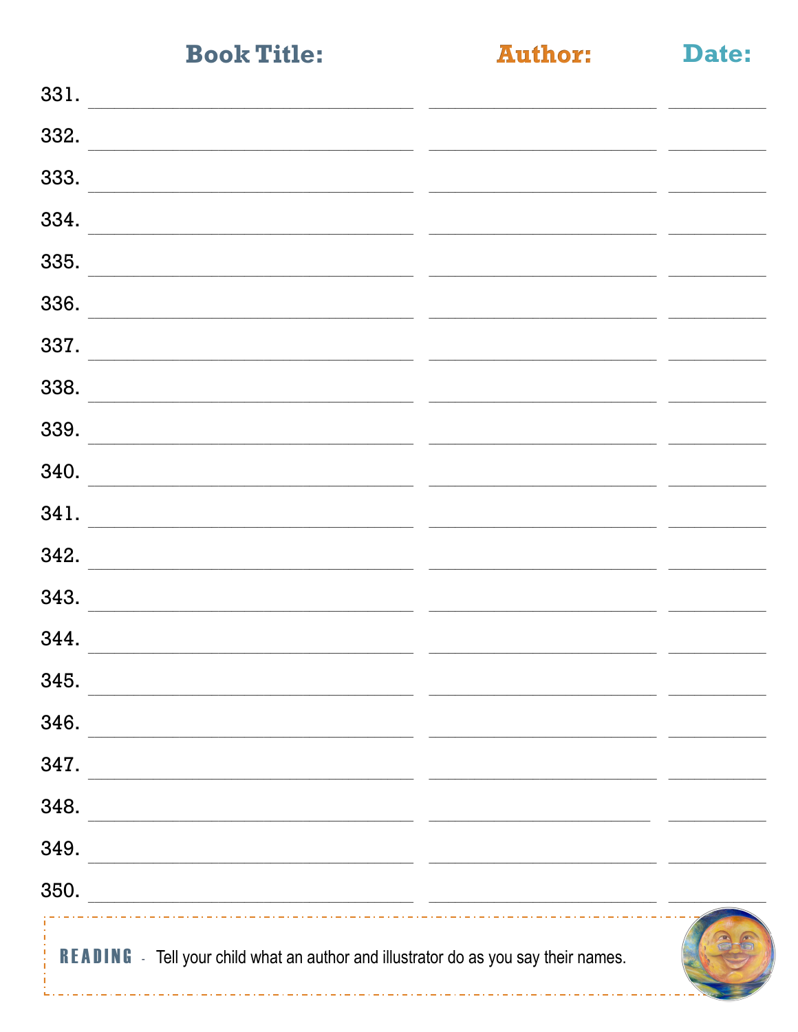| | Book Title: | Author: | Date: |
|---|---|---|---|
| 331. | | | |
| 332. | | | |
| 333. | | | |
| 334. | | | |
| 335. | | | |
| 336. | | | |
| 337. | | | |
| 338. | | | |
| 339. | | | |
| 340. | | | |
| 341. | | | |
| 342. | | | |
| 343. | | | |
| 344. | | | |
| 345. | | | |
| 346. | | | |
| 347. | | | |
| 348. | | | |
| 349. | | | |
| 350. | | | |

**READING** - Tell your child what an author and illustrator do as you say their names.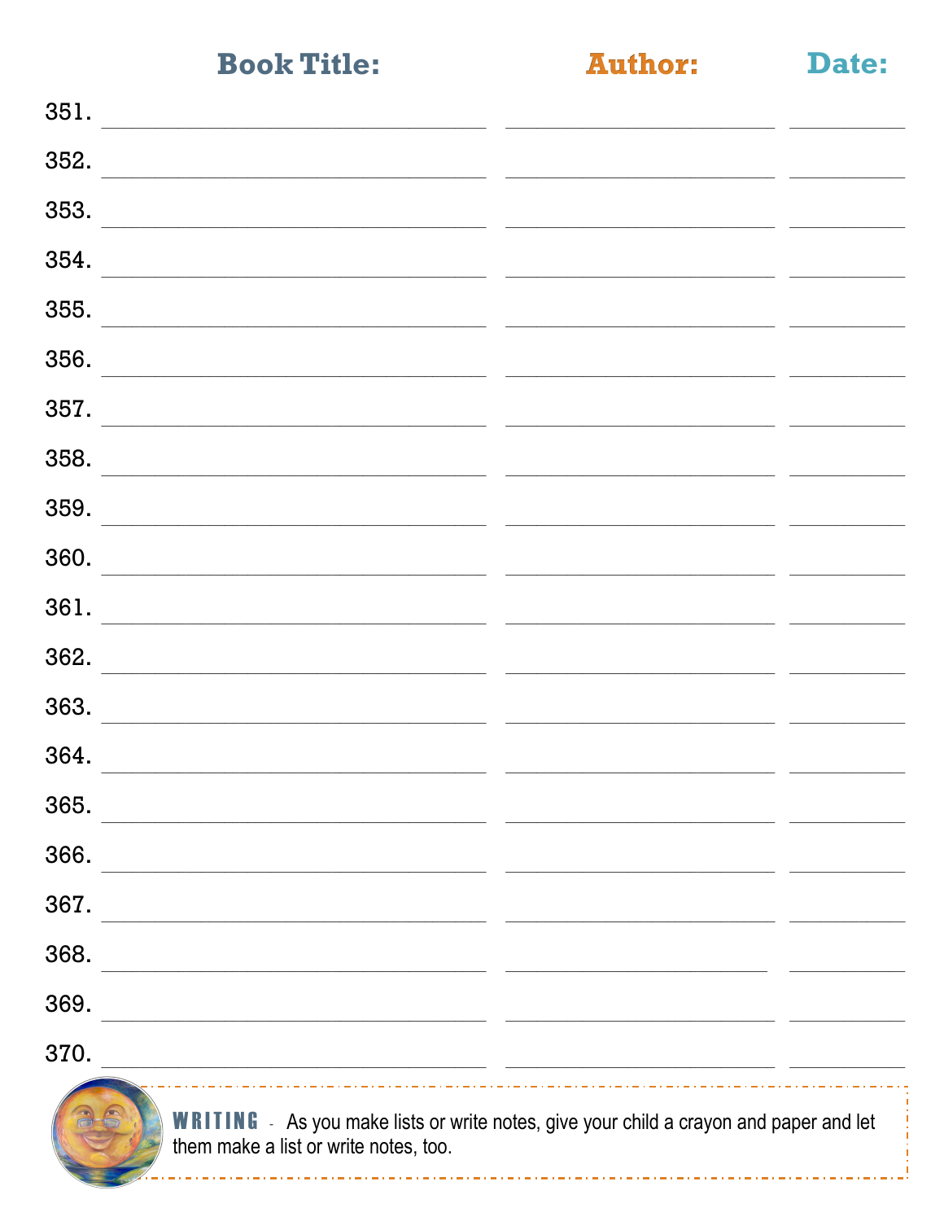| | Book Title: | Author: | Date: |
|---|---|---|---|
| 351. | | | |
| 352. | | | |
| 353. | | | |
| 354. | | | |
| 355. | | | |
| 356. | | | |
| 357. | | | |
| 358. | | | |
| 359. | | | |
| 360. | | | |
| 361. | | | |
| 362. | | | |
| 363. | | | |
| 364. | | | |
| 365. | | | |
| 366. | | | |
| 367. | | | |
| 368. | | | |
| 369. | | | |
| 370. | | | |

**WRITING** - As you make lists or write notes, give your child a crayon and paper and let them make a list or write notes, too.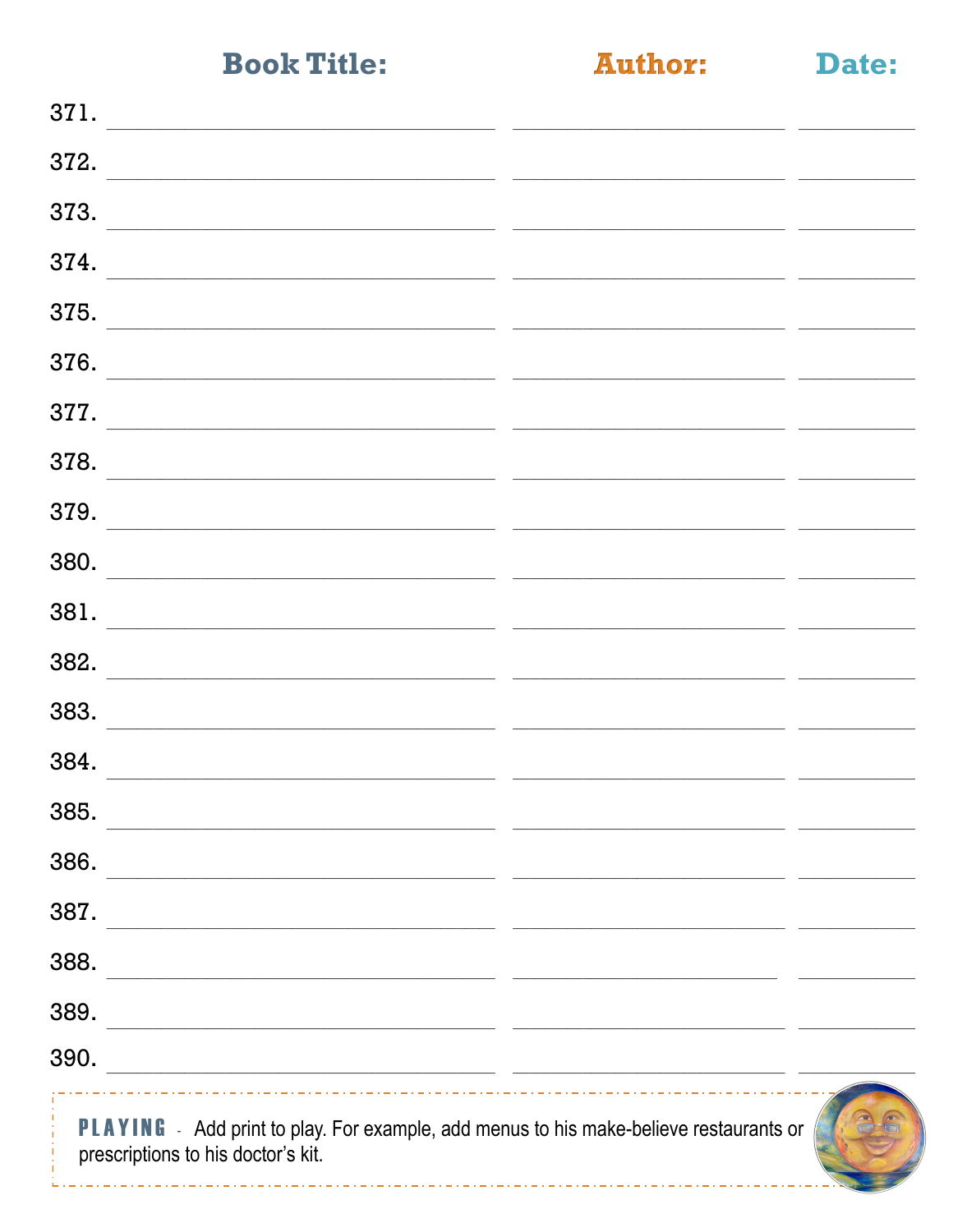| | Book Title: | Author: | Date: |
|---|---|---|---|
| 371. | | | |
| 372. | | | |
| 373. | | | |
| 374. | | | |
| 375. | | | |
| 376. | | | |
| 377. | | | |
| 378. | | | |
| 379. | | | |
| 380. | | | |
| 381. | | | |
| 382. | | | |
| 383. | | | |
| 384. | | | |
| 385. | | | |
| 386. | | | |
| 387. | | | |
| 388. | | | |
| 389. | | | |
| 390. | | | |

**PLAYING** - Add print to play. For example, add menus to his make-believe restaurants or prescriptions to his doctor's kit.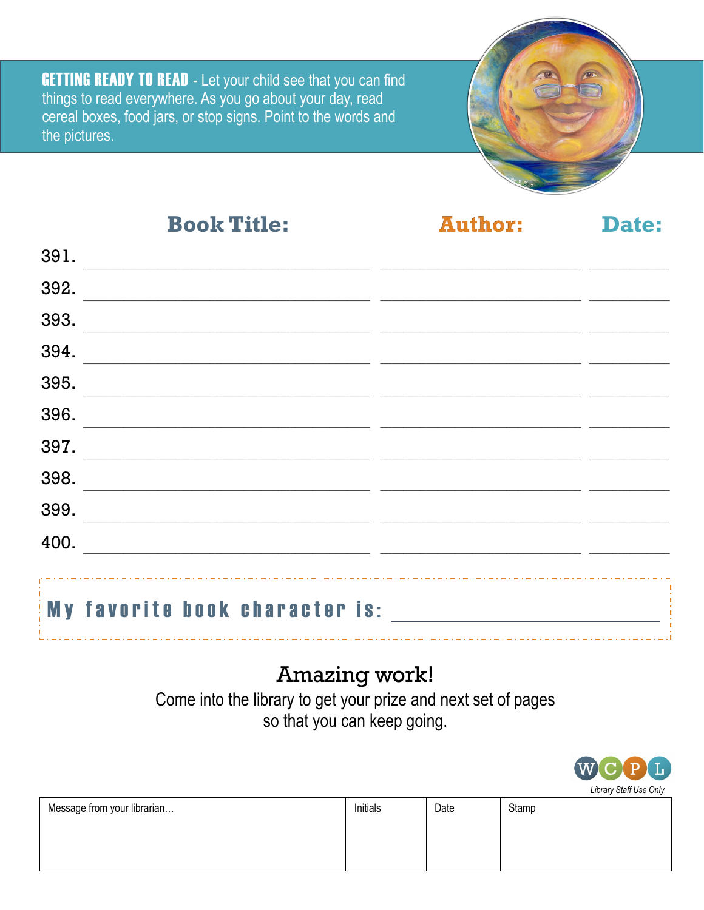**GETTING READY TO READ** - Let your child see that you can find things to read everywhere. As you go about your day, read cereal boxes, food jars, or stop signs. Point to the words and the pictures.

| | Book Title: | Author: | Date: |
|---|---|---|---|
| 391. | | | |
| 392. | | | |
| 393. | | | |
| 394. | | | |
| 395. | | | |
| 396. | | | |
| 397. | | | |
| 398. | | | |
| 399. | | | |
| 400. | | | |

**My favorite book character is:** ______________________

## Amazing work!

Come into the library to get your prize and next set of pages so that you can keep going.

WCPL

*Library Staff Use Only*

| Message from your librarian... | Initials | Date | Stamp |
|---|---|---|---|
| | | | |